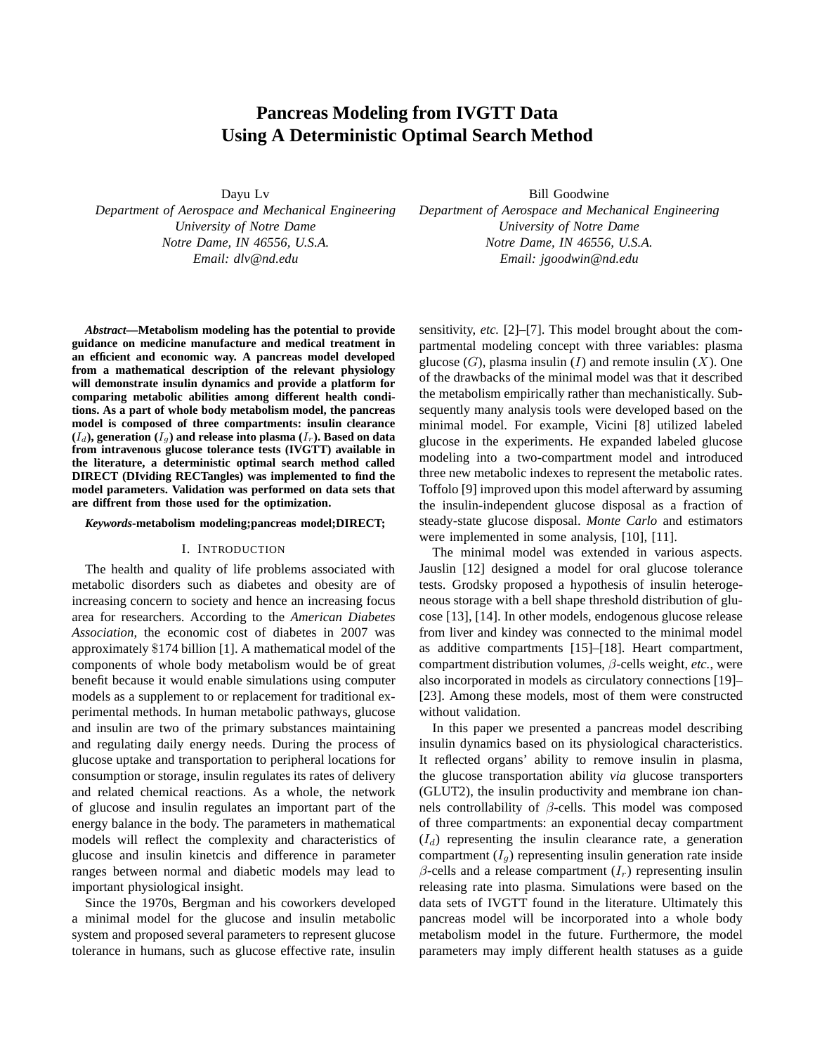# Pancreas Modeling from IVGTT Data Using A Deterministic Optimal Search Method

Dayu Lv
*Department of Aerospace and Mechanical Engineering*
*University of Notre Dame*
*Notre Dame, IN 46556, U.S.A.*
*Email: dlv@nd.edu*

Bill Goodwine
*Department of Aerospace and Mechanical Engineering*
*University of Notre Dame*
*Notre Dame, IN 46556, U.S.A.*
*Email: jgoodwin@nd.edu*

***Abstract*—Metabolism modeling has the potential to provide guidance on medicine manufacture and medical treatment in an efficient and economic way. A pancreas model developed from a mathematical description of the relevant physiology will demonstrate insulin dynamics and provide a platform for comparing metabolic abilities among different health conditions. As a part of whole body metabolism model, the pancreas model is composed of three compartments: insulin clearance ($I_d$), generation ($I_g$) and release into plasma ($I_r$). Based on data from intravenous glucose tolerance tests (IVGTT) available in the literature, a deterministic optimal search method called DIRECT (DIviding RECTangles) was implemented to find the model parameters. Validation was performed on data sets that are diffrent from those used for the optimization.**

***Keywords*-metabolism modeling;pancreas model;DIRECT;**

## I. Introduction

The health and quality of life problems associated with metabolic disorders such as diabetes and obesity are of increasing concern to society and hence an increasing focus area for researchers. According to the *American Diabetes Association*, the economic cost of diabetes in 2007 was approximately $174 billion [1]. A mathematical model of the components of whole body metabolism would be of great benefit because it would enable simulations using computer models as a supplement to or replacement for traditional experimental methods. In human metabolic pathways, glucose and insulin are two of the primary substances maintaining and regulating daily energy needs. During the process of glucose uptake and transportation to peripheral locations for consumption or storage, insulin regulates its rates of delivery and related chemical reactions. As a whole, the network of glucose and insulin regulates an important part of the energy balance in the body. The parameters in mathematical models will reflect the complexity and characteristics of glucose and insulin kinetcis and difference in parameter ranges between normal and diabetic models may lead to important physiological insight.

Since the 1970s, Bergman and his coworkers developed a minimal model for the glucose and insulin metabolic system and proposed several parameters to represent glucose tolerance in humans, such as glucose effective rate, insulin sensitivity, *etc.* [2]–[7]. This model brought about the compartmental modeling concept with three variables: plasma glucose ($G$), plasma insulin ($I$) and remote insulin ($X$). One of the drawbacks of the minimal model was that it described the metabolism empirically rather than mechanistically. Subsequently many analysis tools were developed based on the minimal model. For example, Vicini [8] utilized labeled glucose in the experiments. He expanded labeled glucose modeling into a two-compartment model and introduced three new metabolic indexes to represent the metabolic rates. Toffolo [9] improved upon this model afterward by assuming the insulin-independent glucose disposal as a fraction of steady-state glucose disposal. *Monte Carlo* and estimators were implemented in some analysis, [10], [11].

The minimal model was extended in various aspects. Jauslin [12] designed a model for oral glucose tolerance tests. Grodsky proposed a hypothesis of insulin heterogeneous storage with a bell shape threshold distribution of glucose [13], [14]. In other models, endogenous glucose release from liver and kindey was connected to the minimal model as additive compartments [15]–[18]. Heart compartment, compartment distribution volumes, $\beta$-cells weight, *etc.*, were also incorporated in models as circulatory connections [19]–[23]. Among these models, most of them were constructed without validation.

In this paper we presented a pancreas model describing insulin dynamics based on its physiological characteristics. It reflected organs' ability to remove insulin in plasma, the glucose transportation ability *via* glucose transporters (GLUT2), the insulin productivity and membrane ion channels controllability of $\beta$-cells. This model was composed of three compartments: an exponential decay compartment ($I_d$) representing the insulin clearance rate, a generation compartment ($I_g$) representing insulin generation rate inside $\beta$-cells and a release compartment ($I_r$) representing insulin releasing rate into plasma. Simulations were based on the data sets of IVGTT found in the literature. Ultimately this pancreas model will be incorporated into a whole body metabolism model in the future. Furthermore, the model parameters may imply different health statuses as a guide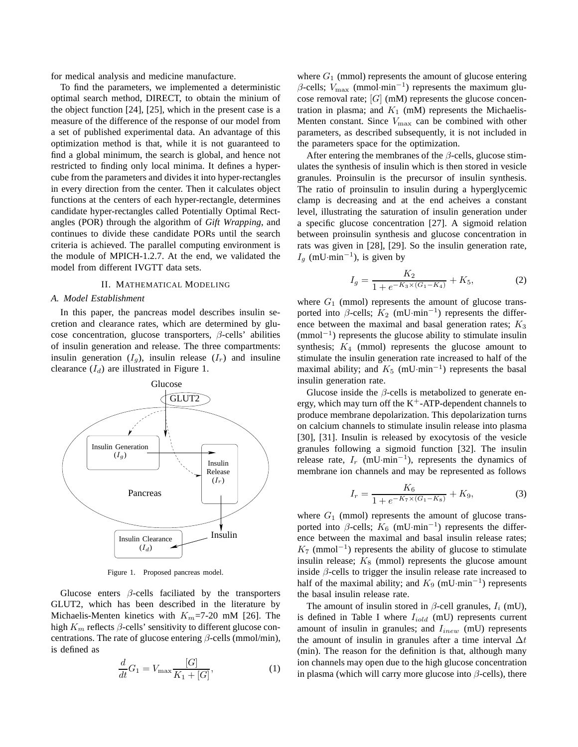for medical analysis and medicine manufacture.

To find the parameters, we implemented a deterministic optimal search method, DIRECT, to obtain the minium of the object function [24], [25], which in the present case is a measure of the difference of the response of our model from a set of published experimental data. An advantage of this optimization method is that, while it is not guaranteed to find a global minimum, the search is global, and hence not restricted to finding only local minima. It defines a hypercube from the parameters and divides it into hyper-rectangles in every direction from the center. Then it calculates object functions at the centers of each hyper-rectangle, determines candidate hyper-rectangles called Potentially Optimal Rectangles (POR) through the algorithm of *Gift Wrapping*, and continues to divide these candidate PORs until the search criteria is achieved. The parallel computing environment is the module of MPICH-1.2.7. At the end, we validated the model from different IVGTT data sets.

## II. Mathematical Modeling

### *A. Model Establishment*

In this paper, the pancreas model describes insulin secretion and clearance rates, which are determined by glucose concentration, glucose transporters, $\beta$-cells' abilities of insulin generation and release. The three compartments: insulin generation ($I_g$), insulin release ($I_r$) and insuline clearance ($I_d$) are illustrated in Figure 1.

Figure 1. Proposed pancreas model.

Glucose enters $\beta$-cells faciliated by the transporters GLUT2, which has been described in the literature by Michaelis-Menten kinetics with $K_m$=7-20 mM [26]. The high $K_m$ reflects $\beta$-cells' sensitivity to different glucose concentrations. The rate of glucose entering $\beta$-cells (mmol/min), is defined as

$$\frac{d}{dt}G_1 = V_{\max}\frac{[G]}{K_1 + [G]}, \tag{1}$$

where $G_1$ (mmol) represents the amount of glucose entering $\beta$-cells; $V_{\max}$ (mmol·min$^{-1}$) represents the maximum glucose removal rate; $[G]$ (mM) represents the glucose concentration in plasma; and $K_1$ (mM) represents the Michaelis-Menten constant. Since $V_{\max}$ can be combined with other parameters, as described subsequently, it is not included in the parameters space for the optimization.

After entering the membranes of the $\beta$-cells, glucose stimulates the synthesis of insulin which is then stored in vesicle granules. Proinsulin is the precursor of insulin synthesis. The ratio of proinsulin to insulin during a hyperglycemic clamp is decreasing and at the end acheives a constant level, illustrating the saturation of insulin generation under a specific glucose concentration [27]. A sigmoid relation between proinsulin synthesis and glucose concentration in rats was given in [28], [29]. So the insulin generation rate, $I_g$ (mU·min$^{-1}$), is given by

$$I_g = \frac{K_2}{1 + e^{-K_3\times(G_1 - K_4)}} + K_5, \tag{2}$$

where $G_1$ (mmol) represents the amount of glucose transported into $\beta$-cells; $K_2$ (mU·min$^{-1}$) represents the difference between the maximal and basal generation rates; $K_3$ (mmol$^{-1}$) represents the glucose ability to stimulate insulin synthesis; $K_4$ (mmol) represents the glucose amount to stimulate the insulin generation rate increased to half of the maximal ability; and $K_5$ (mU·min$^{-1}$) represents the basal insulin generation rate.

Glucose inside the $\beta$-cells is metabolized to generate energy, which may turn off the $K^+$-ATP-dependent channels to produce membrane depolarization. This depolarization turns on calcium channels to stimulate insulin release into plasma [30], [31]. Insulin is released by exocytosis of the vesicle granules following a sigmoid function [32]. The insulin release rate, $I_r$ (mU·min$^{-1}$), represents the dynamics of membrane ion channels and may be represented as follows

$$I_r = \frac{K_6}{1 + e^{-K_7\times(G_1 - K_8)}} + K_9, \tag{3}$$

where $G_1$ (mmol) represents the amount of glucose transported into $\beta$-cells; $K_6$ (mU·min$^{-1}$) represents the difference between the maximal and basal insulin release rates; $K_7$ (mmol$^{-1}$) represents the ability of glucose to stimulate insulin release; $K_8$ (mmol) represents the glucose amount inside $\beta$-cells to trigger the insulin release rate increased to half of the maximal ability; and $K_9$ (mU·min$^{-1}$) represents the basal insulin release rate.

The amount of insulin stored in $\beta$-cell granules, $I_i$ (mU), is defined in Table I where $I_{iold}$ (mU) represents current amount of insulin in granules; and $I_{inew}$ (mU) represents the amount of insulin in granules after a time interval $\Delta t$ (min). The reason for the definition is that, although many ion channels may open due to the high glucose concentration in plasma (which will carry more glucose into $\beta$-cells), there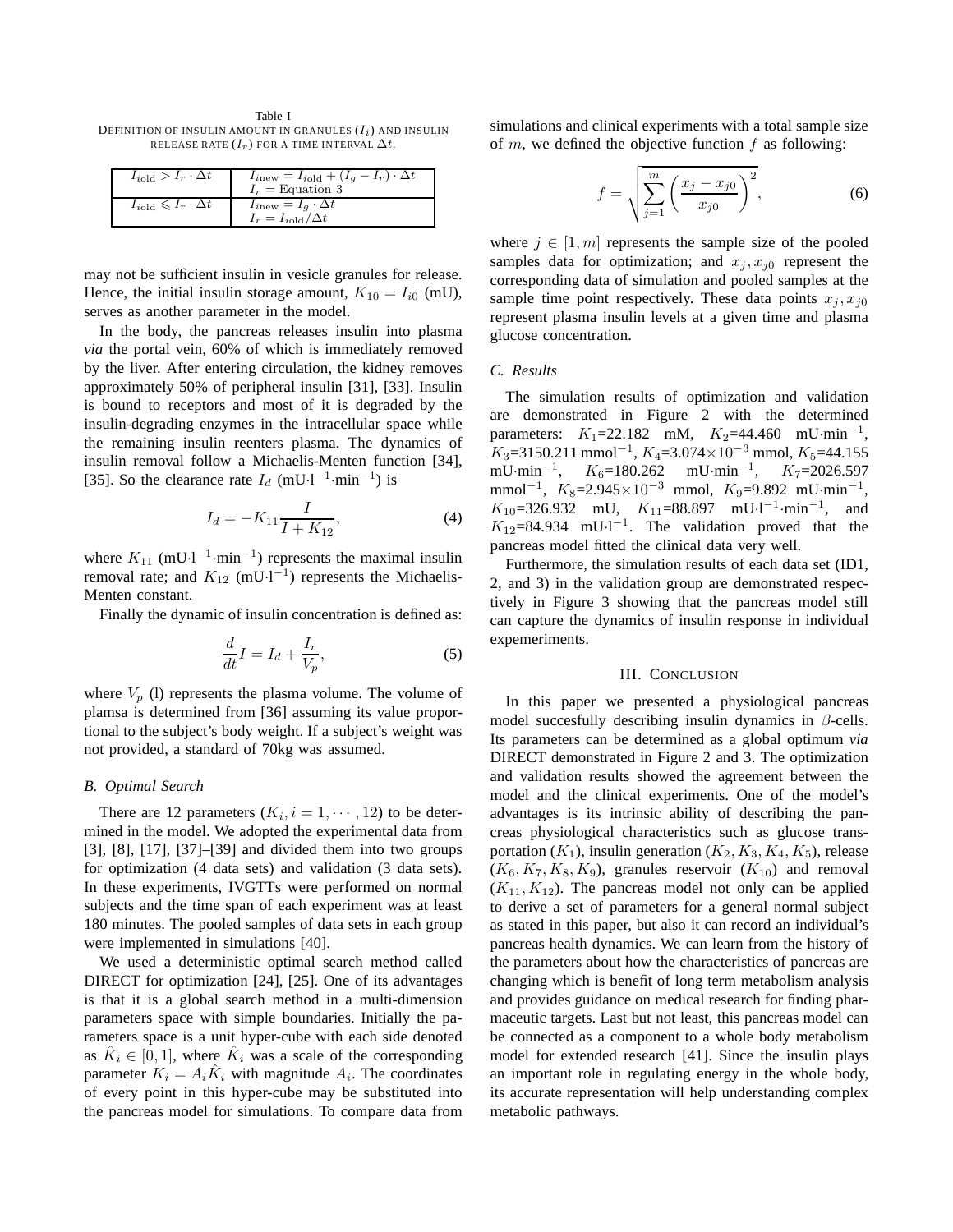Table I
DEFINITION OF INSULIN AMOUNT IN GRANULES ($I_i$) AND INSULIN RELEASE RATE ($I_r$) FOR A TIME INTERVAL $\Delta t$.

| | |
|---|---|
| $I_{\text{iold}} > I_r \cdot \Delta t$ | $I_{\text{inew}} = I_{\text{iold}} + (I_g - I_r) \cdot \Delta t$ <br> $I_r = \text{Equation 3}$ |
| $I_{\text{iold}} \leqslant I_r \cdot \Delta t$ | $I_{\text{inew}} = I_g \cdot \Delta t$ <br> $I_r = I_{\text{iold}}/\Delta t$ |

may not be sufficient insulin in vesicle granules for release. Hence, the initial insulin storage amount, $K_{10} = I_{i0}$ (mU), serves as another parameter in the model.

In the body, the pancreas releases insulin into plasma *via* the portal vein, 60% of which is immediately removed by the liver. After entering circulation, the kidney removes approximately 50% of peripheral insulin [31], [33]. Insulin is bound to receptors and most of it is degraded by the insulin-degrading enzymes in the intracellular space while the remaining insulin reenters plasma. The dynamics of insulin removal follow a Michaelis-Menten function [34], [35]. So the clearance rate $I_d$ (mU·l$^{-1}$·min$^{-1}$) is

$$I_d = -K_{11}\frac{I}{I + K_{12}}, \tag{4}$$

where $K_{11}$ (mU·l$^{-1}$·min$^{-1}$) represents the maximal insulin removal rate; and $K_{12}$ (mU·l$^{-1}$) represents the Michaelis-Menten constant.

Finally the dynamic of insulin concentration is defined as:

$$\frac{d}{dt}I = I_d + \frac{I_r}{V_p}, \tag{5}$$

where $V_p$ (l) represents the plasma volume. The volume of plamsa is determined from [36] assuming its value proportional to the subject's body weight. If a subject's weight was not provided, a standard of 70kg was assumed.

### B. Optimal Search

There are 12 parameters ($K_i, i = 1, \cdots, 12$) to be determined in the model. We adopted the experimental data from [3], [8], [17], [37]–[39] and divided them into two groups for optimization (4 data sets) and validation (3 data sets). In these experiments, IVGTTs were performed on normal subjects and the time span of each experiment was at least 180 minutes. The pooled samples of data sets in each group were implemented in simulations [40].

We used a deterministic optimal search method called DIRECT for optimization [24], [25]. One of its advantages is that it is a global search method in a multi-dimension parameters space with simple boundaries. Initially the parameters space is a unit hyper-cube with each side denoted as $\hat{K}_i \in [0, 1]$, where $\hat{K}_i$ was a scale of the corresponding parameter $K_i = A_i\hat{K}_i$ with magnitude $A_i$. The coordinates of every point in this hyper-cube may be substituted into the pancreas model for simulations. To compare data from simulations and clinical experiments with a total sample size of $m$, we defined the objective function $f$ as following:

$$f = \sqrt{\sum_{j=1}^{m}\left(\frac{x_j - x_{j0}}{x_{j0}}\right)^2}, \tag{6}$$

where $j \in [1, m]$ represents the sample size of the pooled samples data for optimization; and $x_j, x_{j0}$ represent the corresponding data of simulation and pooled samples at the sample time point respectively. These data points $x_j, x_{j0}$ represent plasma insulin levels at a given time and plasma glucose concentration.

### C. Results

The simulation results of optimization and validation are demonstrated in Figure 2 with the determined parameters: $K_1$=22.182 mM, $K_2$=44.460 mU·min$^{-1}$, $K_3$=3150.211 mmol$^{-1}$, $K_4$=3.074$\times$10$^{-3}$ mmol, $K_5$=44.155 mU·min$^{-1}$, $K_6$=180.262 mU·min$^{-1}$, $K_7$=2026.597 mmol$^{-1}$, $K_8$=2.945$\times$10$^{-3}$ mmol, $K_9$=9.892 mU·min$^{-1}$, $K_{10}$=326.932 mU, $K_{11}$=88.897 mU·l$^{-1}$·min$^{-1}$, and $K_{12}$=84.934 mU·l$^{-1}$. The validation proved that the pancreas model fitted the clinical data very well.

Furthermore, the simulation results of each data set (ID1, 2, and 3) in the validation group are demonstrated respectively in Figure 3 showing that the pancreas model still can capture the dynamics of insulin response in individual expemeriments.

## III. CONCLUSION

In this paper we presented a physiological pancreas model succesfully describing insulin dynamics in $\beta$-cells. Its parameters can be determined as a global optimum *via* DIRECT demonstrated in Figure 2 and 3. The optimization and validation results showed the agreement between the model and the clinical experiments. One of the model's advantages is its intrinsic ability of describing the pancreas physiological characteristics such as glucose transportation ($K_1$), insulin generation ($K_2, K_3, K_4, K_5$), release ($K_6, K_7, K_8, K_9$), granules reservoir ($K_{10}$) and removal ($K_{11}, K_{12}$). The pancreas model not only can be applied to derive a set of parameters for a general normal subject as stated in this paper, but also it can record an individual's pancreas health dynamics. We can learn from the history of the parameters about how the characteristics of pancreas are changing which is benefit of long term metabolism analysis and provides guidance on medical research for finding pharmaceutic targets. Last but not least, this pancreas model can be connected as a component to a whole body metabolism model for extended research [41]. Since the insulin plays an important role in regulating energy in the whole body, its accurate representation will help understanding complex metabolic pathways.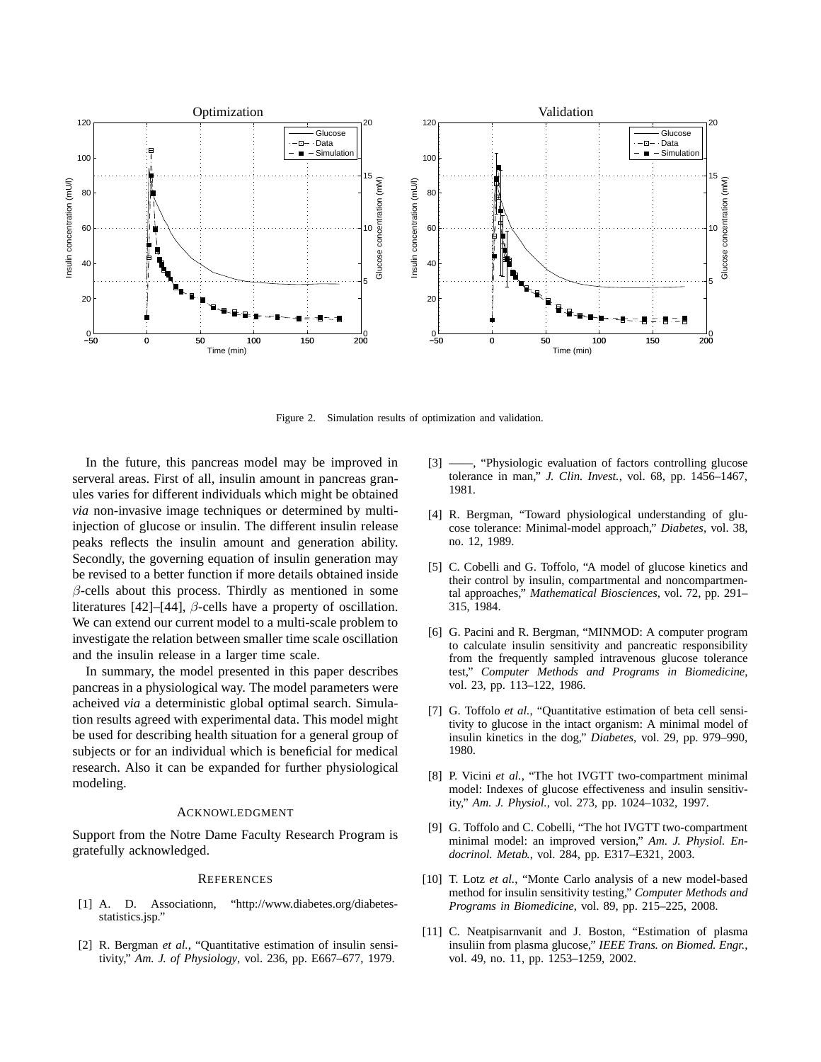Figure 2. Simulation results of optimization and validation.

In the future, this pancreas model may be improved in serveral areas. First of all, insulin amount in pancreas granules varies for different individuals which might be obtained *via* non-invasive image techniques or determined by multi-injection of glucose or insulin. The different insulin release peaks reflects the insulin amount and generation ability. Secondly, the governing equation of insulin generation may be revised to a better function if more details obtained inside $\beta$-cells about this process. Thirdly as mentioned in some literatures [42]–[44], $\beta$-cells have a property of oscillation. We can extend our current model to a multi-scale problem to investigate the relation between smaller time scale oscillation and the insulin release in a larger time scale.

In summary, the model presented in this paper describes pancreas in a physiological way. The model parameters were acheived *via* a deterministic global optimal search. Simulation results agreed with experimental data. This model might be used for describing health situation for a general group of subjects or for an individual which is beneficial for medical research. Also it can be expanded for further physiological modeling.

## Acknowledgment

Support from the Notre Dame Faculty Research Program is gratefully acknowledged.

## References

[1] A. D. Associationn, "http://www.diabetes.org/diabetes-statistics.jsp."

[2] R. Bergman *et al.*, "Quantitative estimation of insulin sensitivity," *Am. J. of Physiology*, vol. 236, pp. E667–677, 1979.

[3] ——, "Physiologic evaluation of factors controlling glucose tolerance in man," *J. Clin. Invest.*, vol. 68, pp. 1456–1467, 1981.

[4] R. Bergman, "Toward physiological understanding of glucose tolerance: Minimal-model approach," *Diabetes*, vol. 38, no. 12, 1989.

[5] C. Cobelli and G. Toffolo, "A model of glucose kinetics and their control by insulin, compartmental and noncompartmental approaches," *Mathematical Biosciences*, vol. 72, pp. 291–315, 1984.

[6] G. Pacini and R. Bergman, "MINMOD: A computer program to calculate insulin sensitivity and pancreatic responsibility from the frequently sampled intravenous glucose tolerance test," *Computer Methods and Programs in Biomedicine*, vol. 23, pp. 113–122, 1986.

[7] G. Toffolo *et al.*, "Quantitative estimation of beta cell sensitivity to glucose in the intact organism: A minimal model of insulin kinetics in the dog," *Diabetes*, vol. 29, pp. 979–990, 1980.

[8] P. Vicini *et al.*, "The hot IVGTT two-compartment minimal model: Indexes of glucose effectiveness and insulin sensitivity," *Am. J. Physiol.*, vol. 273, pp. 1024–1032, 1997.

[9] G. Toffolo and C. Cobelli, "The hot IVGTT two-compartment minimal model: an improved version," *Am. J. Physiol. Endocrinol. Metab.*, vol. 284, pp. E317–E321, 2003.

[10] T. Lotz *et al.*, "Monte Carlo analysis of a new model-based method for insulin sensitivity testing," *Computer Methods and Programs in Biomedicine*, vol. 89, pp. 215–225, 2008.

[11] C. Neatpisarnvanit and J. Boston, "Estimation of plasma insuliin from plasma glucose," *IEEE Trans. on Biomed. Engr.*, vol. 49, no. 11, pp. 1253–1259, 2002.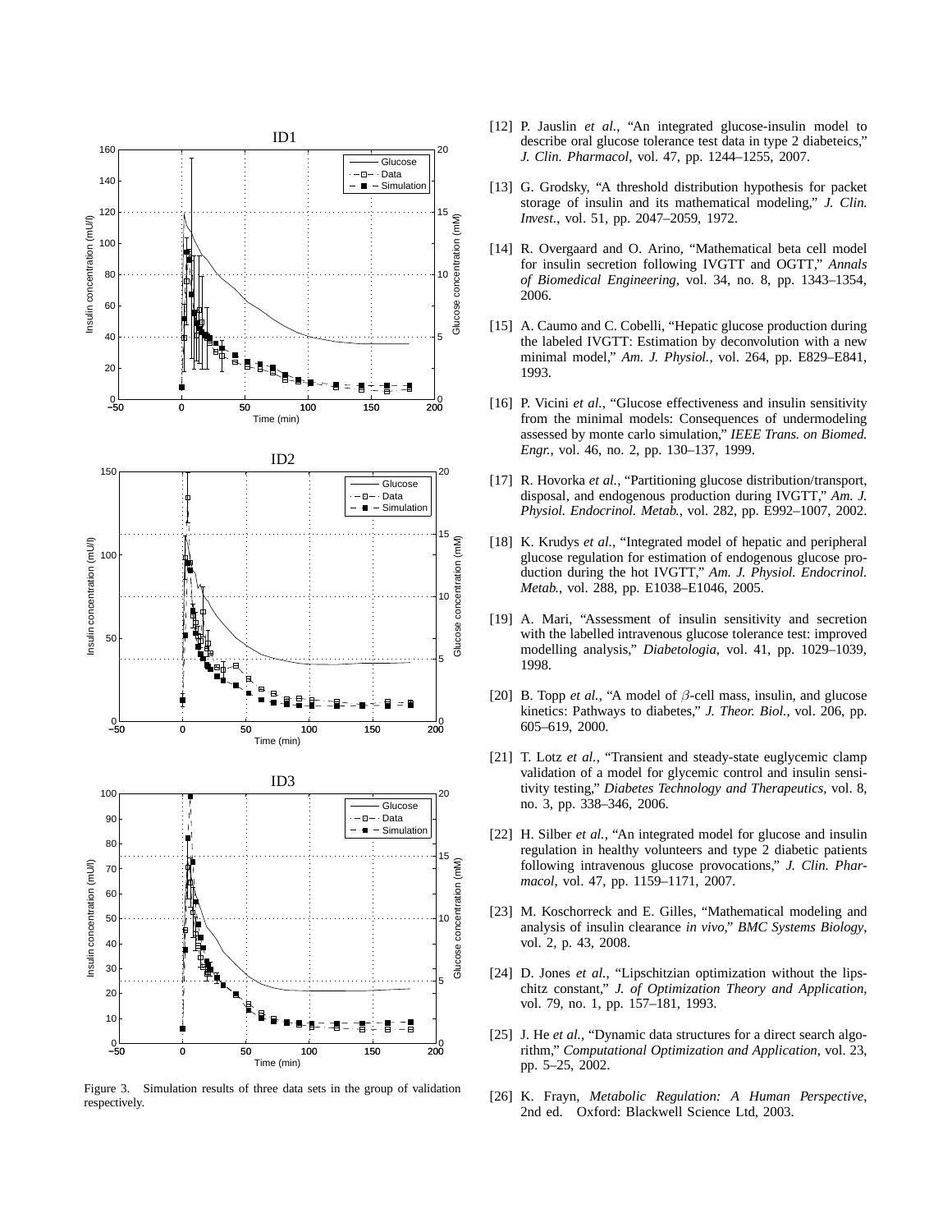Figure 3. Simulation results of three data sets in the group of validation respectively.

[12] P. Jauslin *et al.*, "An integrated glucose-insulin model to describe oral glucose tolerance test data in type 2 diabeteics," *J. Clin. Pharmacol*, vol. 47, pp. 1244–1255, 2007.

[13] G. Grodsky, "A threshold distribution hypothesis for packet storage of insulin and its mathematical modeling," *J. Clin. Invest.*, vol. 51, pp. 2047–2059, 1972.

[14] R. Overgaard and O. Arino, "Mathematical beta cell model for insulin secretion following IVGTT and OGTT," *Annals of Biomedical Engineering*, vol. 34, no. 8, pp. 1343–1354, 2006.

[15] A. Caumo and C. Cobelli, "Hepatic glucose production during the labeled IVGTT: Estimation by deconvolution with a new minimal model," *Am. J. Physiol.*, vol. 264, pp. E829–E841, 1993.

[16] P. Vicini *et al.*, "Glucose effectiveness and insulin sensitivity from the minimal models: Consequences of undermodeling assessed by monte carlo simulation," *IEEE Trans. on Biomed. Engr.*, vol. 46, no. 2, pp. 130–137, 1999.

[17] R. Hovorka *et al.*, "Partitioning glucose distribution/transport, disposal, and endogenous production during IVGTT," *Am. J. Physiol. Endocrinol. Metab.*, vol. 282, pp. E992–1007, 2002.

[18] K. Krudys *et al.*, "Integrated model of hepatic and peripheral glucose regulation for estimation of endogenous glucose production during the hot IVGTT," *Am. J. Physiol. Endocrinol. Metab.*, vol. 288, pp. E1038–E1046, 2005.

[19] A. Mari, "Assessment of insulin sensitivity and secretion with the labelled intravenous glucose tolerance test: improved modelling analysis," *Diabetologia*, vol. 41, pp. 1029–1039, 1998.

[20] B. Topp *et al.*, "A model of $\beta$-cell mass, insulin, and glucose kinetics: Pathways to diabetes," *J. Theor. Biol.*, vol. 206, pp. 605–619, 2000.

[21] T. Lotz *et al.*, "Transient and steady-state euglycemic clamp validation of a model for glycemic control and insulin sensitivity testing," *Diabetes Technology and Therapeutics*, vol. 8, no. 3, pp. 338–346, 2006.

[22] H. Silber *et al.*, "An integrated model for glucose and insulin regulation in healthy volunteers and type 2 diabetic patients following intravenous glucose provocations," *J. Clin. Pharmacol*, vol. 47, pp. 1159–1171, 2007.

[23] M. Koschorreck and E. Gilles, "Mathematical modeling and analysis of insulin clearance *in vivo*," *BMC Systems Biology*, vol. 2, p. 43, 2008.

[24] D. Jones *et al.*, "Lipschitzian optimization without the lipschitz constant," *J. of Optimization Theory and Application*, vol. 79, no. 1, pp. 157–181, 1993.

[25] J. He *et al.*, "Dynamic data structures for a direct search algorithm," *Computational Optimization and Application*, vol. 23, pp. 5–25, 2002.

[26] K. Frayn, *Metabolic Regulation: A Human Perspective*, 2nd ed. Oxford: Blackwell Science Ltd, 2003.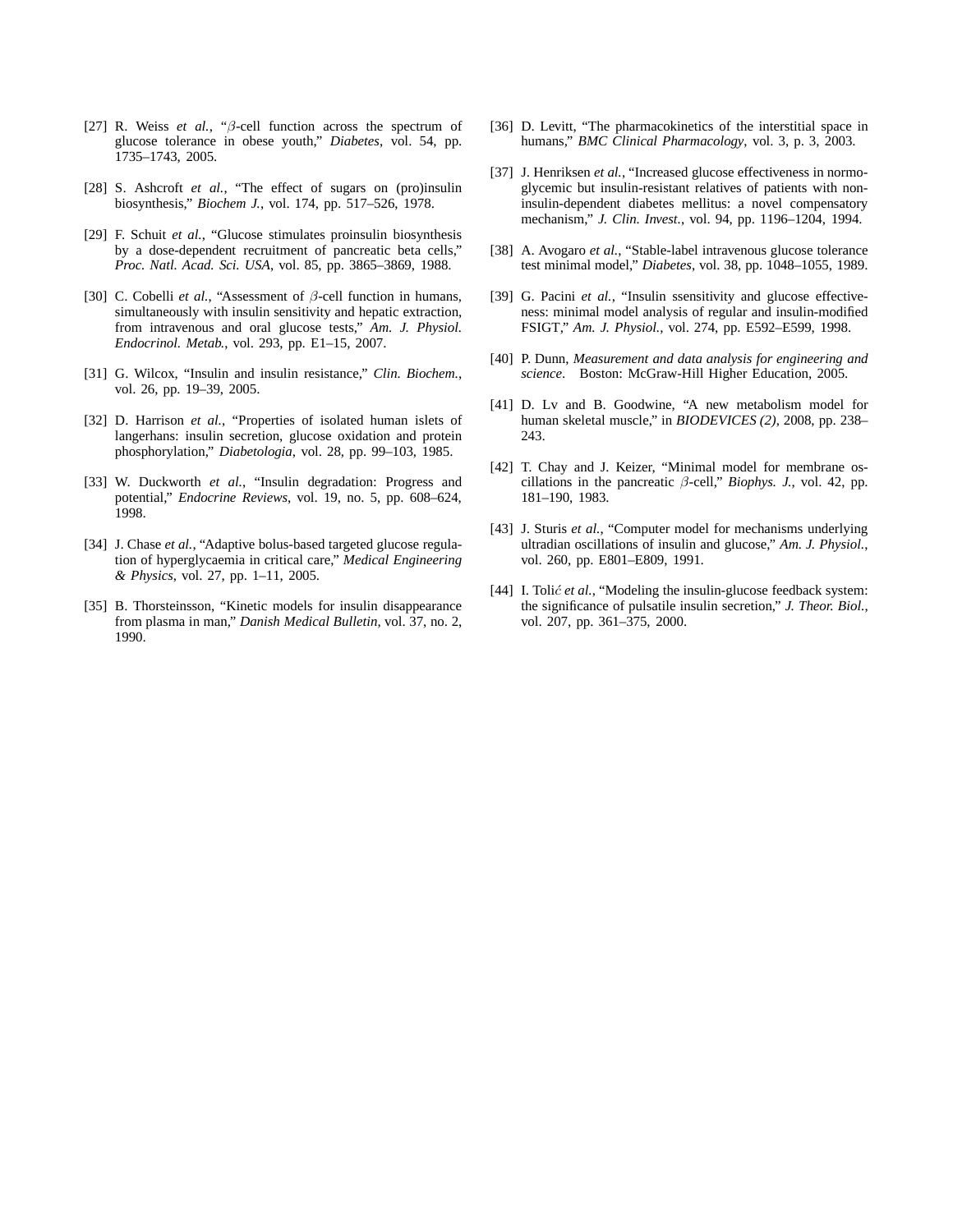[27] R. Weiss *et al.*, "$\beta$-cell function across the spectrum of glucose tolerance in obese youth," *Diabetes*, vol. 54, pp. 1735–1743, 2005.

[28] S. Ashcroft *et al.*, "The effect of sugars on (pro)insulin biosynthesis," *Biochem J.*, vol. 174, pp. 517–526, 1978.

[29] F. Schuit *et al.*, "Glucose stimulates proinsulin biosynthesis by a dose-dependent recruitment of pancreatic beta cells," *Proc. Natl. Acad. Sci. USA*, vol. 85, pp. 3865–3869, 1988.

[30] C. Cobelli *et al.*, "Assessment of $\beta$-cell function in humans, simultaneously with insulin sensitivity and hepatic extraction, from intravenous and oral glucose tests," *Am. J. Physiol. Endocrinol. Metab.*, vol. 293, pp. E1–15, 2007.

[31] G. Wilcox, "Insulin and insulin resistance," *Clin. Biochem.*, vol. 26, pp. 19–39, 2005.

[32] D. Harrison *et al.*, "Properties of isolated human islets of langerhans: insulin secretion, glucose oxidation and protein phosphorylation," *Diabetologia*, vol. 28, pp. 99–103, 1985.

[33] W. Duckworth *et al.*, "Insulin degradation: Progress and potential," *Endocrine Reviews*, vol. 19, no. 5, pp. 608–624, 1998.

[34] J. Chase *et al.*, "Adaptive bolus-based targeted glucose regulation of hyperglycaemia in critical care," *Medical Engineering & Physics*, vol. 27, pp. 1–11, 2005.

[35] B. Thorsteinsson, "Kinetic models for insulin disappearance from plasma in man," *Danish Medical Bulletin*, vol. 37, no. 2, 1990.

[36] D. Levitt, "The pharmacokinetics of the interstitial space in humans," *BMC Clinical Pharmacology*, vol. 3, p. 3, 2003.

[37] J. Henriksen *et al.*, "Increased glucose effectiveness in normoglycemic but insulin-resistant relatives of patients with non-insulin-dependent diabetes mellitus: a novel compensatory mechanism," *J. Clin. Invest.*, vol. 94, pp. 1196–1204, 1994.

[38] A. Avogaro *et al.*, "Stable-label intravenous glucose tolerance test minimal model," *Diabetes*, vol. 38, pp. 1048–1055, 1989.

[39] G. Pacini *et al.*, "Insulin ssensitivity and glucose effectiveness: minimal model analysis of regular and insulin-modified FSIGT," *Am. J. Physiol.*, vol. 274, pp. E592–E599, 1998.

[40] P. Dunn, *Measurement and data analysis for engineering and science*. Boston: McGraw-Hill Higher Education, 2005.

[41] D. Lv and B. Goodwine, "A new metabolism model for human skeletal muscle," in *BIODEVICES (2)*, 2008, pp. 238–243.

[42] T. Chay and J. Keizer, "Minimal model for membrane oscillations in the pancreatic $\beta$-cell," *Biophys. J.*, vol. 42, pp. 181–190, 1983.

[43] J. Sturis *et al.*, "Computer model for mechanisms underlying ultradian oscillations of insulin and glucose," *Am. J. Physiol.*, vol. 260, pp. E801–E809, 1991.

[44] I. Tolić *et al.*, "Modeling the insulin-glucose feedback system: the significance of pulsatile insulin secretion," *J. Theor. Biol.*, vol. 207, pp. 361–375, 2000.